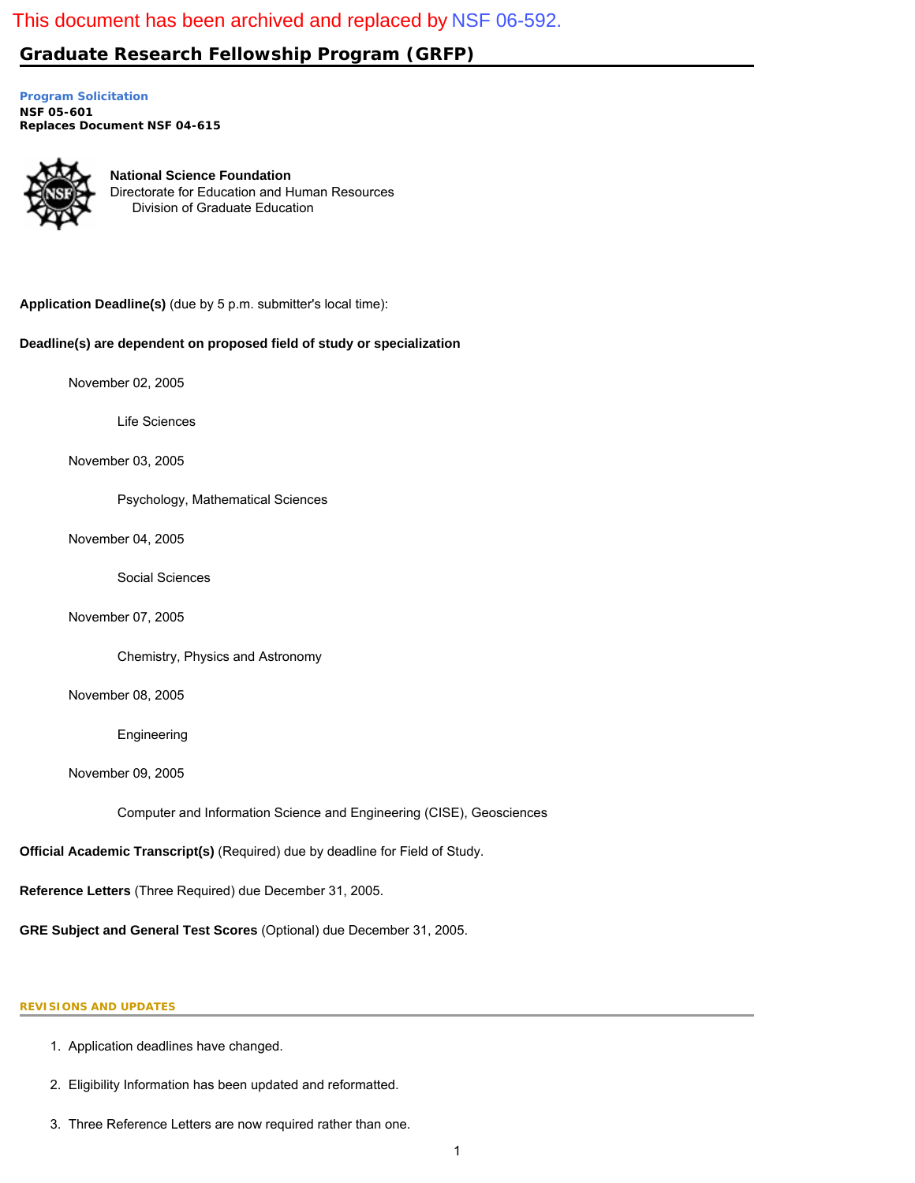This document has been archived and replaced by NSF 06-592.

# Graduate Research Fellowship Program (GRFP)

**Program Solicitation**
**NSF 05-601**
**Replaces Document NSF 04-615**

**National Science Foundation**
Directorate for Education and Human Resources
Division of Graduate Education

**Application Deadline(s)** (due by 5 p.m. submitter's local time):

**Deadline(s) are dependent on proposed field of study or specialization**

November 02, 2005

Life Sciences

November 03, 2005

Psychology, Mathematical Sciences

November 04, 2005

Social Sciences

November 07, 2005

Chemistry, Physics and Astronomy

November 08, 2005

Engineering

November 09, 2005

Computer and Information Science and Engineering (CISE), Geosciences

**Official Academic Transcript(s)** (Required) due by deadline for Field of Study.

**Reference Letters** (Three Required) due December 31, 2005.

**GRE Subject and General Test Scores** (Optional) due December 31, 2005.

## REVISIONS AND UPDATES

1. Application deadlines have changed.
2. Eligibility Information has been updated and reformatted.
3. Three Reference Letters are now required rather than one.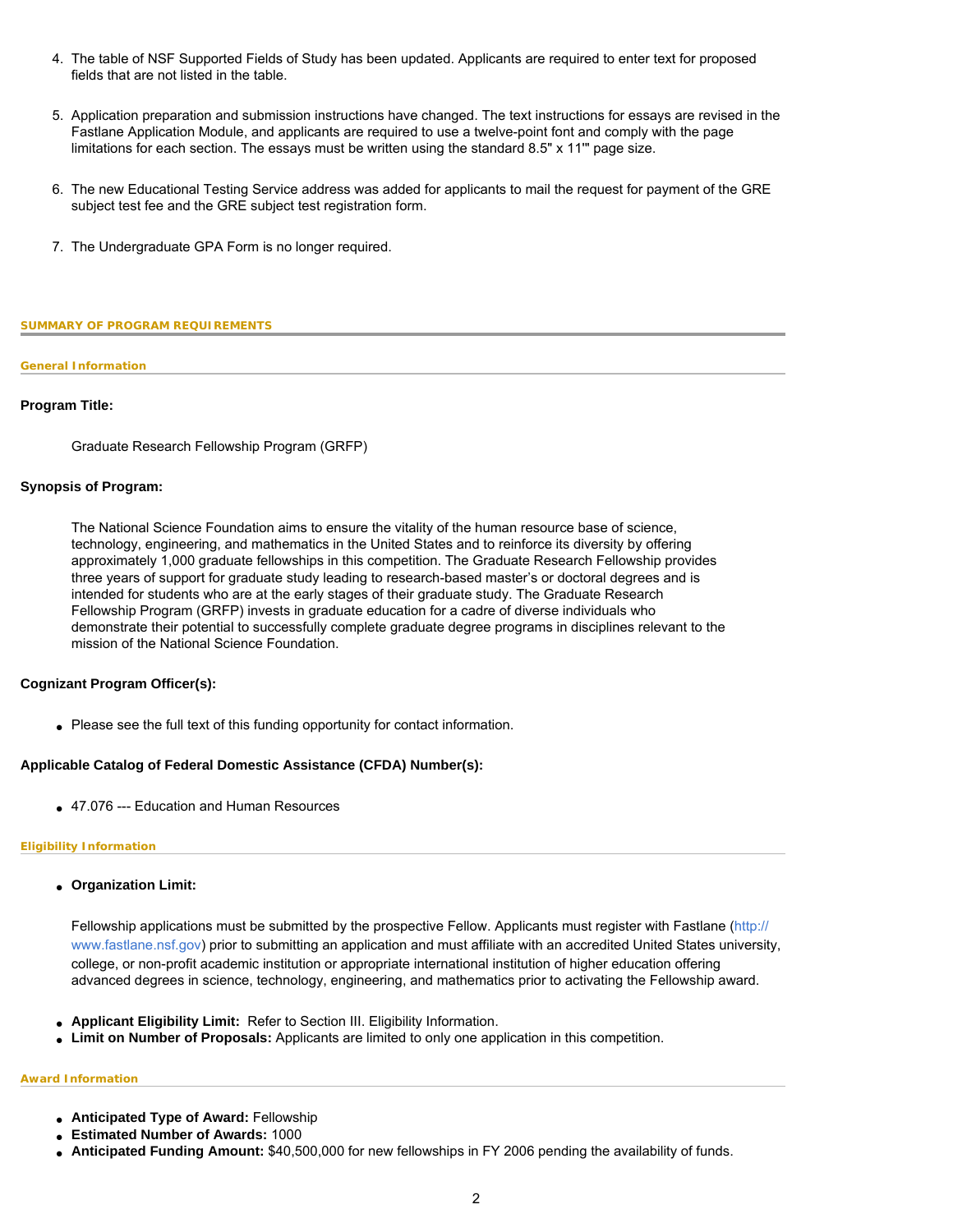4. The table of NSF Supported Fields of Study has been updated. Applicants are required to enter text for proposed fields that are not listed in the table.

5. Application preparation and submission instructions have changed. The text instructions for essays are revised in the Fastlane Application Module, and applicants are required to use a twelve-point font and comply with the page limitations for each section. The essays must be written using the standard 8.5" x 11'" page size.

6. The new Educational Testing Service address was added for applicants to mail the request for payment of the GRE subject test fee and the GRE subject test registration form.

7. The Undergraduate GPA Form is no longer required.

## SUMMARY OF PROGRAM REQUIREMENTS

### General Information

**Program Title:**

Graduate Research Fellowship Program (GRFP)

**Synopsis of Program:**

The National Science Foundation aims to ensure the vitality of the human resource base of science, technology, engineering, and mathematics in the United States and to reinforce its diversity by offering approximately 1,000 graduate fellowships in this competition. The Graduate Research Fellowship provides three years of support for graduate study leading to research-based master's or doctoral degrees and is intended for students who are at the early stages of their graduate study. The Graduate Research Fellowship Program (GRFP) invests in graduate education for a cadre of diverse individuals who demonstrate their potential to successfully complete graduate degree programs in disciplines relevant to the mission of the National Science Foundation.

**Cognizant Program Officer(s):**

- Please see the full text of this funding opportunity for contact information.

**Applicable Catalog of Federal Domestic Assistance (CFDA) Number(s):**

- 47.076 --- Education and Human Resources

### Eligibility Information

- **Organization Limit:**

  Fellowship applications must be submitted by the prospective Fellow. Applicants must register with Fastlane (http://www.fastlane.nsf.gov) prior to submitting an application and must affiliate with an accredited United States university, college, or non-profit academic institution or appropriate international institution of higher education offering advanced degrees in science, technology, engineering, and mathematics prior to activating the Fellowship award.

- **Applicant Eligibility Limit:** Refer to Section III. Eligibility Information.
- **Limit on Number of Proposals:** Applicants are limited to only one application in this competition.

### Award Information

- **Anticipated Type of Award:** Fellowship
- **Estimated Number of Awards:** 1000
- **Anticipated Funding Amount:** $40,500,000 for new fellowships in FY 2006 pending the availability of funds.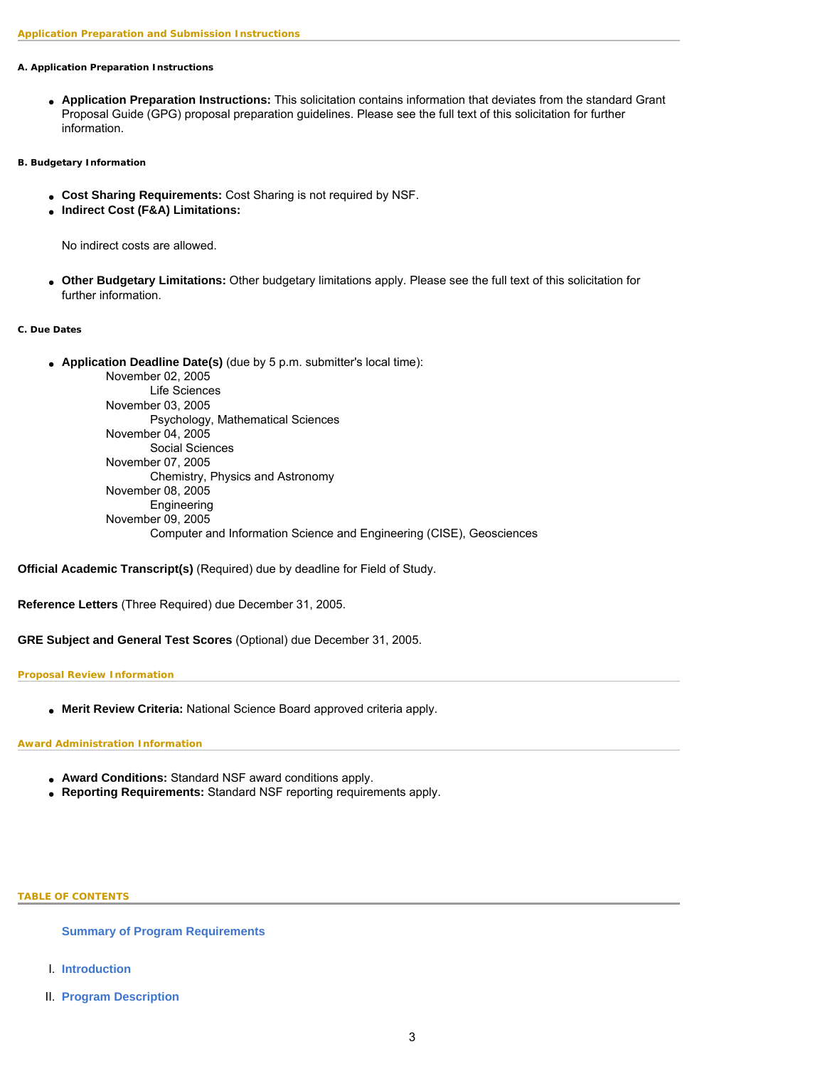## Application Preparation and Submission Instructions

### A. Application Preparation Instructions

- **Application Preparation Instructions:** This solicitation contains information that deviates from the standard Grant Proposal Guide (GPG) proposal preparation guidelines. Please see the full text of this solicitation for further information.

### B. Budgetary Information

- **Cost Sharing Requirements:** Cost Sharing is not required by NSF.
- **Indirect Cost (F&A) Limitations:**

  No indirect costs are allowed.

- **Other Budgetary Limitations:** Other budgetary limitations apply. Please see the full text of this solicitation for further information.

### C. Due Dates

- **Application Deadline Date(s)** (due by 5 p.m. submitter's local time):
  - November 02, 2005
    - Life Sciences
  - November 03, 2005
    - Psychology, Mathematical Sciences
  - November 04, 2005
    - Social Sciences
  - November 07, 2005
    - Chemistry, Physics and Astronomy
  - November 08, 2005
    - Engineering
  - November 09, 2005
    - Computer and Information Science and Engineering (CISE), Geosciences

**Official Academic Transcript(s)** (Required) due by deadline for Field of Study.

**Reference Letters** (Three Required) due December 31, 2005.

**GRE Subject and General Test Scores** (Optional) due December 31, 2005.

## Proposal Review Information

- **Merit Review Criteria:** National Science Board approved criteria apply.

## Award Administration Information

- **Award Conditions:** Standard NSF award conditions apply.
- **Reporting Requirements:** Standard NSF reporting requirements apply.

## TABLE OF CONTENTS

**Summary of Program Requirements**

I. **Introduction**

II. **Program Description**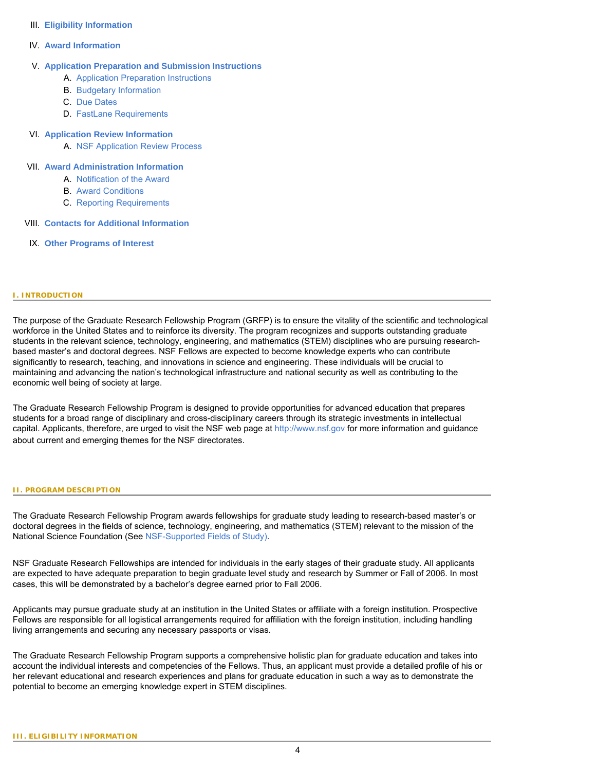III. **Eligibility Information**

IV. **Award Information**

V. **Application Preparation and Submission Instructions**
   - A. Application Preparation Instructions
   - B. Budgetary Information
   - C. Due Dates
   - D. FastLane Requirements

VI. **Application Review Information**
   - A. NSF Application Review Process

VII. **Award Administration Information**
   - A. Notification of the Award
   - B. Award Conditions
   - C. Reporting Requirements

VIII. **Contacts for Additional Information**

IX. **Other Programs of Interest**

## I. INTRODUCTION

The purpose of the Graduate Research Fellowship Program (GRFP) is to ensure the vitality of the scientific and technological workforce in the United States and to reinforce its diversity. The program recognizes and supports outstanding graduate students in the relevant science, technology, engineering, and mathematics (STEM) disciplines who are pursuing research-based master's and doctoral degrees. NSF Fellows are expected to become knowledge experts who can contribute significantly to research, teaching, and innovations in science and engineering. These individuals will be crucial to maintaining and advancing the nation's technological infrastructure and national security as well as contributing to the economic well being of society at large.

The Graduate Research Fellowship Program is designed to provide opportunities for advanced education that prepares students for a broad range of disciplinary and cross-disciplinary careers through its strategic investments in intellectual capital. Applicants, therefore, are urged to visit the NSF web page at http://www.nsf.gov for more information and guidance about current and emerging themes for the NSF directorates.

## II. PROGRAM DESCRIPTION

The Graduate Research Fellowship Program awards fellowships for graduate study leading to research-based master's or doctoral degrees in the fields of science, technology, engineering, and mathematics (STEM) relevant to the mission of the National Science Foundation (See NSF-Supported Fields of Study).

NSF Graduate Research Fellowships are intended for individuals in the early stages of their graduate study. All applicants are expected to have adequate preparation to begin graduate level study and research by Summer or Fall of 2006. In most cases, this will be demonstrated by a bachelor's degree earned prior to Fall 2006.

Applicants may pursue graduate study at an institution in the United States or affiliate with a foreign institution. Prospective Fellows are responsible for all logistical arrangements required for affiliation with the foreign institution, including handling living arrangements and securing any necessary passports or visas.

The Graduate Research Fellowship Program supports a comprehensive holistic plan for graduate education and takes into account the individual interests and competencies of the Fellows. Thus, an applicant must provide a detailed profile of his or her relevant educational and research experiences and plans for graduate education in such a way as to demonstrate the potential to become an emerging knowledge expert in STEM disciplines.

## III. ELIGIBILITY INFORMATION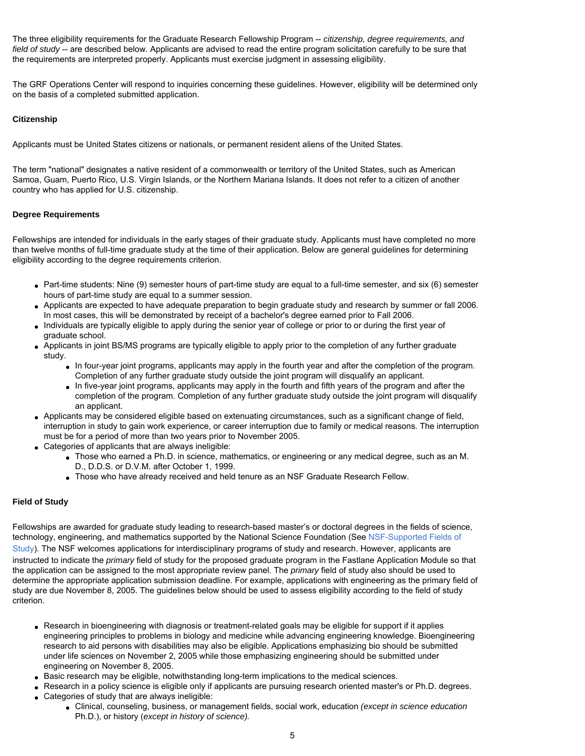The three eligibility requirements for the Graduate Research Fellowship Program -- *citizenship, degree requirements, and field of study* -- are described below. Applicants are advised to read the entire program solicitation carefully to be sure that the requirements are interpreted properly. Applicants must exercise judgment in assessing eligibility.

The GRF Operations Center will respond to inquiries concerning these guidelines. However, eligibility will be determined only on the basis of a completed submitted application.

**Citizenship**

Applicants must be United States citizens or nationals, or permanent resident aliens of the United States.

The term "national" designates a native resident of a commonwealth or territory of the United States, such as American Samoa, Guam, Puerto Rico, U.S. Virgin Islands, or the Northern Mariana Islands. It does not refer to a citizen of another country who has applied for U.S. citizenship.

**Degree Requirements**

Fellowships are intended for individuals in the early stages of their graduate study. Applicants must have completed no more than twelve months of full-time graduate study at the time of their application. Below are general guidelines for determining eligibility according to the degree requirements criterion.

- Part-time students: Nine (9) semester hours of part-time study are equal to a full-time semester, and six (6) semester hours of part-time study are equal to a summer session.
- Applicants are expected to have adequate preparation to begin graduate study and research by summer or fall 2006. In most cases, this will be demonstrated by receipt of a bachelor's degree earned prior to Fall 2006.
- Individuals are typically eligible to apply during the senior year of college or prior to or during the first year of graduate school.
- Applicants in joint BS/MS programs are typically eligible to apply prior to the completion of any further graduate study.
  - In four-year joint programs, applicants may apply in the fourth year and after the completion of the program. Completion of any further graduate study outside the joint program will disqualify an applicant.
  - In five-year joint programs, applicants may apply in the fourth and fifth years of the program and after the completion of the program. Completion of any further graduate study outside the joint program will disqualify an applicant.
- Applicants may be considered eligible based on extenuating circumstances, such as a significant change of field, interruption in study to gain work experience, or career interruption due to family or medical reasons. The interruption must be for a period of more than two years prior to November 2005.
- Categories of applicants that are always ineligible:
  - Those who earned a Ph.D. in science, mathematics, or engineering or any medical degree, such as an M.D., D.D.S. or D.V.M. after October 1, 1999.
  - Those who have already received and held tenure as an NSF Graduate Research Fellow.

**Field of Study**

Fellowships are awarded for graduate study leading to research-based master's or doctoral degrees in the fields of science, technology, engineering, and mathematics supported by the National Science Foundation (See NSF-Supported Fields of Study). The NSF welcomes applications for interdisciplinary programs of study and research. However, applicants are instructed to indicate the *primary* field of study for the proposed graduate program in the Fastlane Application Module so that the application can be assigned to the most appropriate review panel. The *primary* field of study also should be used to determine the appropriate application submission deadline. For example, applications with engineering as the primary field of study are due November 8, 2005. The guidelines below should be used to assess eligibility according to the field of study criterion.

- Research in bioengineering with diagnosis or treatment-related goals may be eligible for support if it applies engineering principles to problems in biology and medicine while advancing engineering knowledge. Bioengineering research to aid persons with disabilities may also be eligible. Applications emphasizing bio should be submitted under life sciences on November 2, 2005 while those emphasizing engineering should be submitted under engineering on November 8, 2005.
- Basic research may be eligible, notwithstanding long-term implications to the medical sciences.
- Research in a policy science is eligible only if applicants are pursuing research oriented master's or Ph.D. degrees.
- Categories of study that are always ineligible:
  - Clinical, counseling, business, or management fields, social work, education *(except in science education* Ph.D.), or history (*except in history of science).*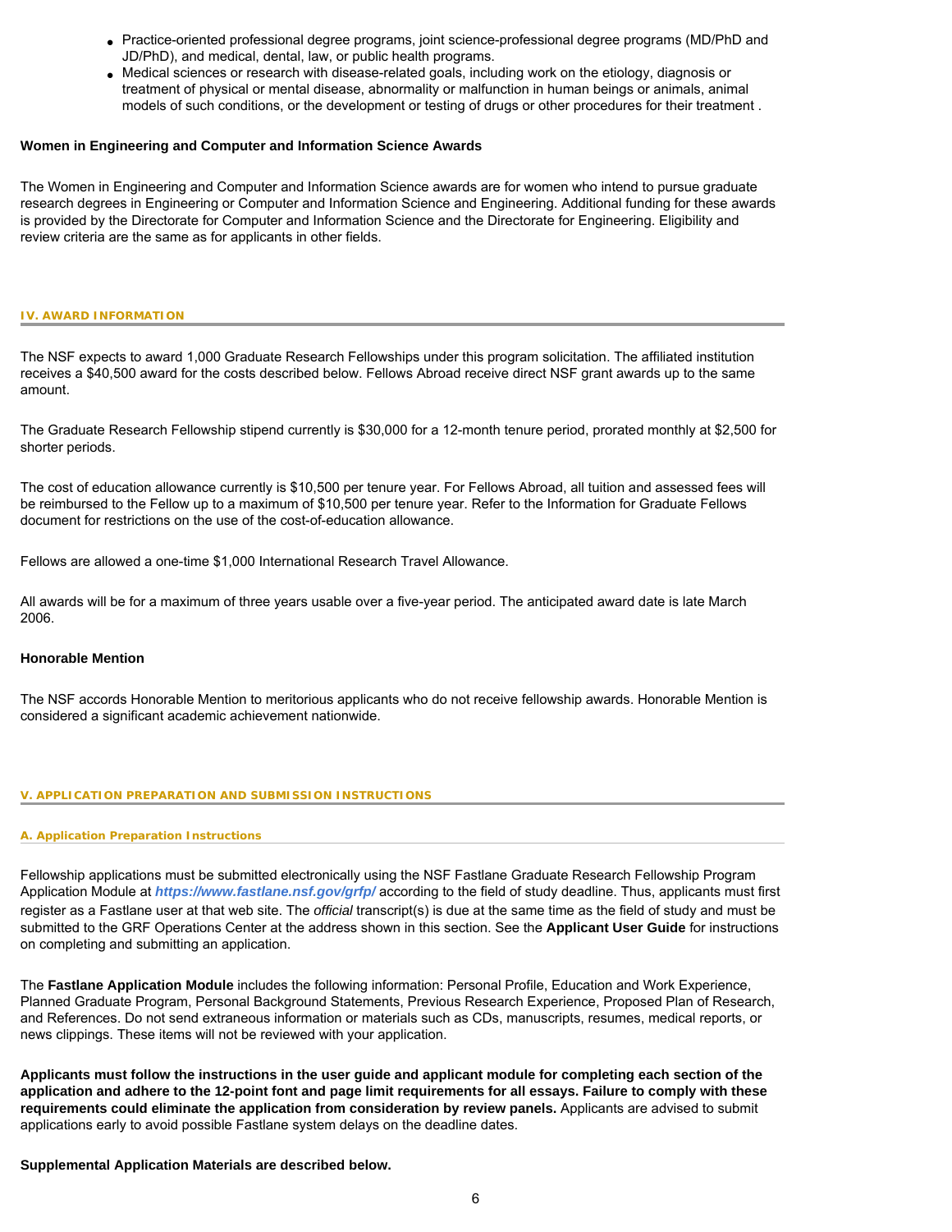- Practice-oriented professional degree programs, joint science-professional degree programs (MD/PhD and JD/PhD), and medical, dental, law, or public health programs.
- Medical sciences or research with disease-related goals, including work on the etiology, diagnosis or treatment of physical or mental disease, abnormality or malfunction in human beings or animals, animal models of such conditions, or the development or testing of drugs or other procedures for their treatment .

**Women in Engineering and Computer and Information Science Awards**

The Women in Engineering and Computer and Information Science awards are for women who intend to pursue graduate research degrees in Engineering or Computer and Information Science and Engineering. Additional funding for these awards is provided by the Directorate for Computer and Information Science and the Directorate for Engineering. Eligibility and review criteria are the same as for applicants in other fields.

## IV. AWARD INFORMATION

The NSF expects to award 1,000 Graduate Research Fellowships under this program solicitation. The affiliated institution receives a $40,500 award for the costs described below. Fellows Abroad receive direct NSF grant awards up to the same amount.

The Graduate Research Fellowship stipend currently is $30,000 for a 12-month tenure period, prorated monthly at $2,500 for shorter periods.

The cost of education allowance currently is $10,500 per tenure year. For Fellows Abroad, all tuition and assessed fees will be reimbursed to the Fellow up to a maximum of $10,500 per tenure year. Refer to the Information for Graduate Fellows document for restrictions on the use of the cost-of-education allowance.

Fellows are allowed a one-time $1,000 International Research Travel Allowance.

All awards will be for a maximum of three years usable over a five-year period. The anticipated award date is late March 2006.

**Honorable Mention**

The NSF accords Honorable Mention to meritorious applicants who do not receive fellowship awards. Honorable Mention is considered a significant academic achievement nationwide.

## V. APPLICATION PREPARATION AND SUBMISSION INSTRUCTIONS

### A. Application Preparation Instructions

Fellowship applications must be submitted electronically using the NSF Fastlane Graduate Research Fellowship Program Application Module at ***https://www.fastlane.nsf.gov/grfp/*** according to the field of study deadline. Thus, applicants must first register as a Fastlane user at that web site. The *official* transcript(s) is due at the same time as the field of study and must be submitted to the GRF Operations Center at the address shown in this section. See the **Applicant User Guide** for instructions on completing and submitting an application.

The **Fastlane Application Module** includes the following information: Personal Profile, Education and Work Experience, Planned Graduate Program, Personal Background Statements, Previous Research Experience, Proposed Plan of Research, and References. Do not send extraneous information or materials such as CDs, manuscripts, resumes, medical reports, or news clippings. These items will not be reviewed with your application.

**Applicants must follow the instructions in the user guide and applicant module for completing each section of the application and adhere to the 12-point font and page limit requirements for all essays. Failure to comply with these requirements could eliminate the application from consideration by review panels.** Applicants are advised to submit applications early to avoid possible Fastlane system delays on the deadline dates.

**Supplemental Application Materials are described below.**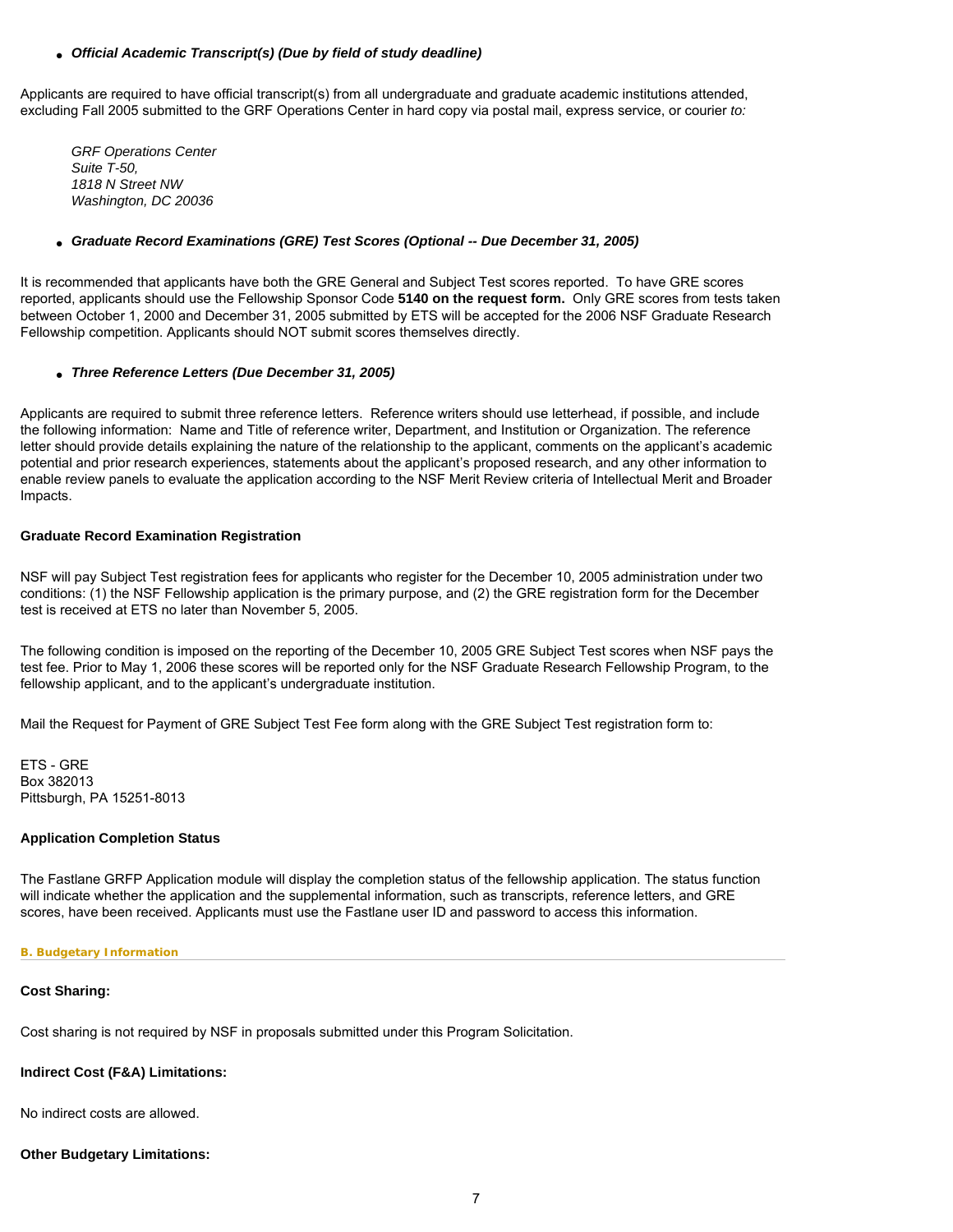- ***Official Academic Transcript(s) (Due by field of study deadline)***

Applicants are required to have official transcript(s) from all undergraduate and graduate academic institutions attended, excluding Fall 2005 submitted to the GRF Operations Center in hard copy via postal mail, express service, or courier *to:*

*GRF Operations Center*
*Suite T-50,*
*1818 N Street NW*
*Washington, DC 20036*

- ***Graduate Record Examinations (GRE) Test Scores (Optional -- Due December 31, 2005)***

It is recommended that applicants have both the GRE General and Subject Test scores reported. To have GRE scores reported, applicants should use the Fellowship Sponsor Code **5140 on the request form.** Only GRE scores from tests taken between October 1, 2000 and December 31, 2005 submitted by ETS will be accepted for the 2006 NSF Graduate Research Fellowship competition. Applicants should NOT submit scores themselves directly.

- ***Three Reference Letters (Due December 31, 2005)***

Applicants are required to submit three reference letters. Reference writers should use letterhead, if possible, and include the following information: Name and Title of reference writer, Department, and Institution or Organization. The reference letter should provide details explaining the nature of the relationship to the applicant, comments on the applicant's academic potential and prior research experiences, statements about the applicant's proposed research, and any other information to enable review panels to evaluate the application according to the NSF Merit Review criteria of Intellectual Merit and Broader Impacts.

**Graduate Record Examination Registration**

NSF will pay Subject Test registration fees for applicants who register for the December 10, 2005 administration under two conditions: (1) the NSF Fellowship application is the primary purpose, and (2) the GRE registration form for the December test is received at ETS no later than November 5, 2005.

The following condition is imposed on the reporting of the December 10, 2005 GRE Subject Test scores when NSF pays the test fee. Prior to May 1, 2006 these scores will be reported only for the NSF Graduate Research Fellowship Program, to the fellowship applicant, and to the applicant's undergraduate institution.

Mail the Request for Payment of GRE Subject Test Fee form along with the GRE Subject Test registration form to:

ETS - GRE
Box 382013
Pittsburgh, PA 15251-8013

**Application Completion Status**

The Fastlane GRFP Application module will display the completion status of the fellowship application. The status function will indicate whether the application and the supplemental information, such as transcripts, reference letters, and GRE scores, have been received. Applicants must use the Fastlane user ID and password to access this information.

### B. Budgetary Information

**Cost Sharing:**

Cost sharing is not required by NSF in proposals submitted under this Program Solicitation.

**Indirect Cost (F&A) Limitations:**

No indirect costs are allowed.

**Other Budgetary Limitations:**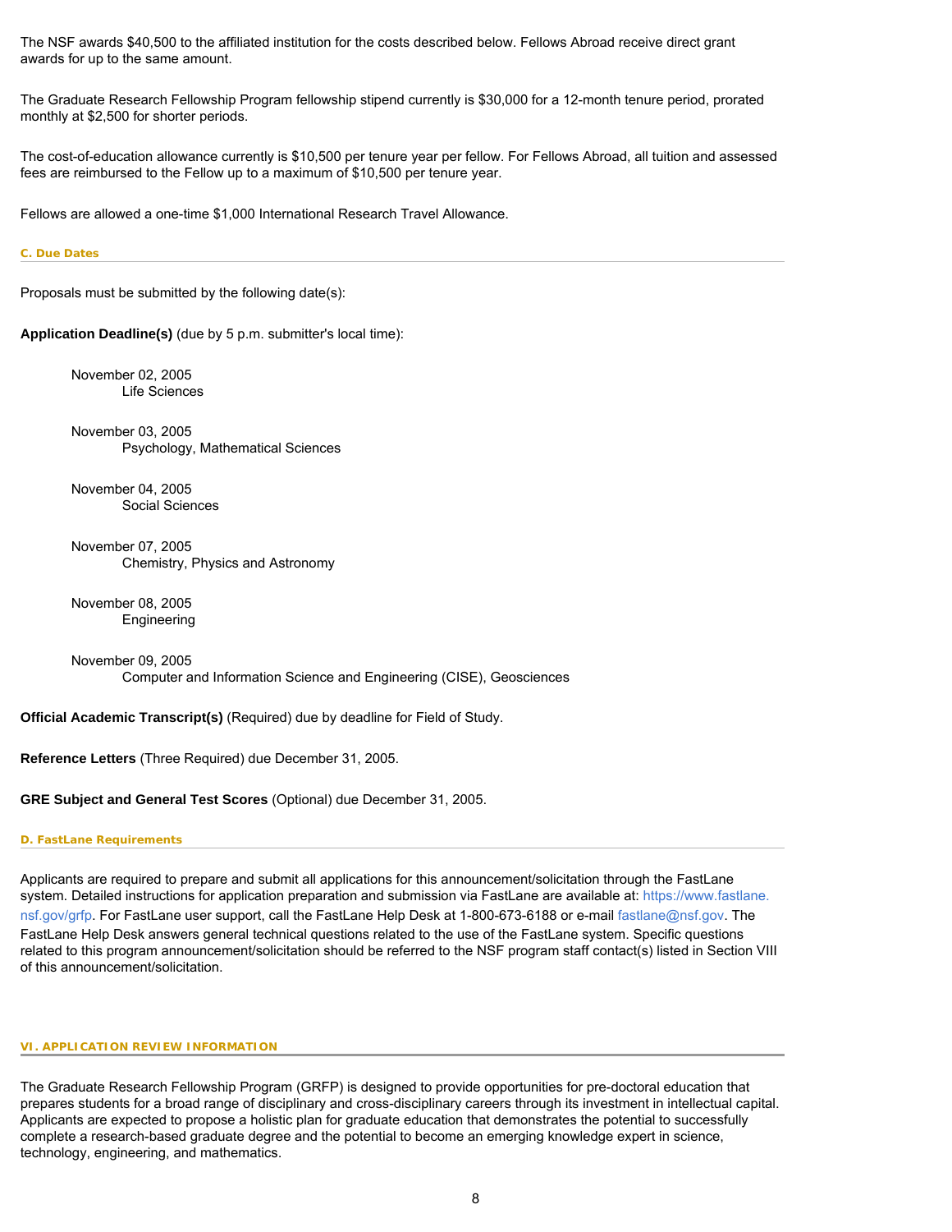The NSF awards $40,500 to the affiliated institution for the costs described below. Fellows Abroad receive direct grant awards for up to the same amount.

The Graduate Research Fellowship Program fellowship stipend currently is $30,000 for a 12-month tenure period, prorated monthly at $2,500 for shorter periods.

The cost-of-education allowance currently is $10,500 per tenure year per fellow. For Fellows Abroad, all tuition and assessed fees are reimbursed to the Fellow up to a maximum of $10,500 per tenure year.

Fellows are allowed a one-time $1,000 International Research Travel Allowance.

### C. Due Dates

Proposals must be submitted by the following date(s):

**Application Deadline(s)** (due by 5 p.m. submitter's local time):

November 02, 2005
Life Sciences

November 03, 2005
Psychology, Mathematical Sciences

November 04, 2005
Social Sciences

November 07, 2005
Chemistry, Physics and Astronomy

November 08, 2005
Engineering

November 09, 2005
Computer and Information Science and Engineering (CISE), Geosciences

**Official Academic Transcript(s)** (Required) due by deadline for Field of Study.

**Reference Letters** (Three Required) due December 31, 2005.

**GRE Subject and General Test Scores** (Optional) due December 31, 2005.

### D. FastLane Requirements

Applicants are required to prepare and submit all applications for this announcement/solicitation through the FastLane system. Detailed instructions for application preparation and submission via FastLane are available at: https://www.fastlane.nsf.gov/grfp. For FastLane user support, call the FastLane Help Desk at 1-800-673-6188 or e-mail fastlane@nsf.gov. The FastLane Help Desk answers general technical questions related to the use of the FastLane system. Specific questions related to this program announcement/solicitation should be referred to the NSF program staff contact(s) listed in Section VIII of this announcement/solicitation.

## VI. APPLICATION REVIEW INFORMATION

The Graduate Research Fellowship Program (GRFP) is designed to provide opportunities for pre-doctoral education that prepares students for a broad range of disciplinary and cross-disciplinary careers through its investment in intellectual capital. Applicants are expected to propose a holistic plan for graduate education that demonstrates the potential to successfully complete a research-based graduate degree and the potential to become an emerging knowledge expert in science, technology, engineering, and mathematics.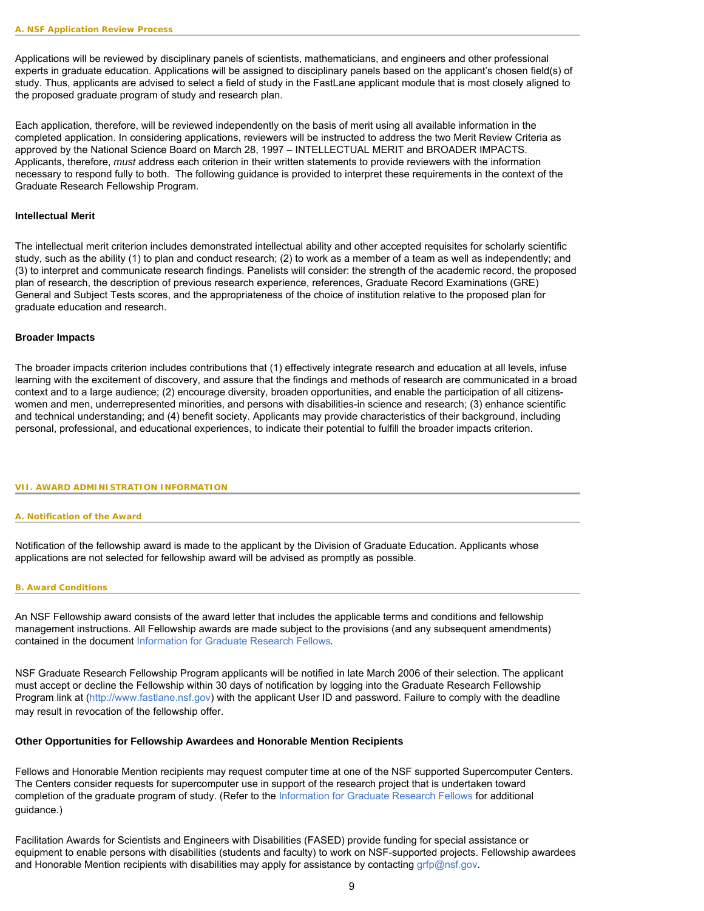### A. NSF Application Review Process

Applications will be reviewed by disciplinary panels of scientists, mathematicians, and engineers and other professional experts in graduate education. Applications will be assigned to disciplinary panels based on the applicant's chosen field(s) of study. Thus, applicants are advised to select a field of study in the FastLane applicant module that is most closely aligned to the proposed graduate program of study and research plan.

Each application, therefore, will be reviewed independently on the basis of merit using all available information in the completed application. In considering applications, reviewers will be instructed to address the two Merit Review Criteria as approved by the National Science Board on March 28, 1997 – INTELLECTUAL MERIT and BROADER IMPACTS. Applicants, therefore, *must* address each criterion in their written statements to provide reviewers with the information necessary to respond fully to both. The following guidance is provided to interpret these requirements in the context of the Graduate Research Fellowship Program.

**Intellectual Merit**

The intellectual merit criterion includes demonstrated intellectual ability and other accepted requisites for scholarly scientific study, such as the ability (1) to plan and conduct research; (2) to work as a member of a team as well as independently; and (3) to interpret and communicate research findings. Panelists will consider: the strength of the academic record, the proposed plan of research, the description of previous research experience, references, Graduate Record Examinations (GRE) General and Subject Tests scores, and the appropriateness of the choice of institution relative to the proposed plan for graduate education and research.

**Broader Impacts**

The broader impacts criterion includes contributions that (1) effectively integrate research and education at all levels, infuse learning with the excitement of discovery, and assure that the findings and methods of research are communicated in a broad context and to a large audience; (2) encourage diversity, broaden opportunities, and enable the participation of all citizens-women and men, underrepresented minorities, and persons with disabilities-in science and research; (3) enhance scientific and technical understanding; and (4) benefit society. Applicants may provide characteristics of their background, including personal, professional, and educational experiences, to indicate their potential to fulfill the broader impacts criterion.

## VII. AWARD ADMINISTRATION INFORMATION

### A. Notification of the Award

Notification of the fellowship award is made to the applicant by the Division of Graduate Education. Applicants whose applications are not selected for fellowship award will be advised as promptly as possible.

### B. Award Conditions

An NSF Fellowship award consists of the award letter that includes the applicable terms and conditions and fellowship management instructions. All Fellowship awards are made subject to the provisions (and any subsequent amendments) contained in the document Information for Graduate Research Fellows.

NSF Graduate Research Fellowship Program applicants will be notified in late March 2006 of their selection. The applicant must accept or decline the Fellowship within 30 days of notification by logging into the Graduate Research Fellowship Program link at (http://www.fastlane.nsf.gov) with the applicant User ID and password. Failure to comply with the deadline may result in revocation of the fellowship offer.

**Other Opportunities for Fellowship Awardees and Honorable Mention Recipients**

Fellows and Honorable Mention recipients may request computer time at one of the NSF supported Supercomputer Centers. The Centers consider requests for supercomputer use in support of the research project that is undertaken toward completion of the graduate program of study. (Refer to the Information for Graduate Research Fellows for additional guidance.)

Facilitation Awards for Scientists and Engineers with Disabilities (FASED) provide funding for special assistance or equipment to enable persons with disabilities (students and faculty) to work on NSF-supported projects. Fellowship awardees and Honorable Mention recipients with disabilities may apply for assistance by contacting grfp@nsf.gov.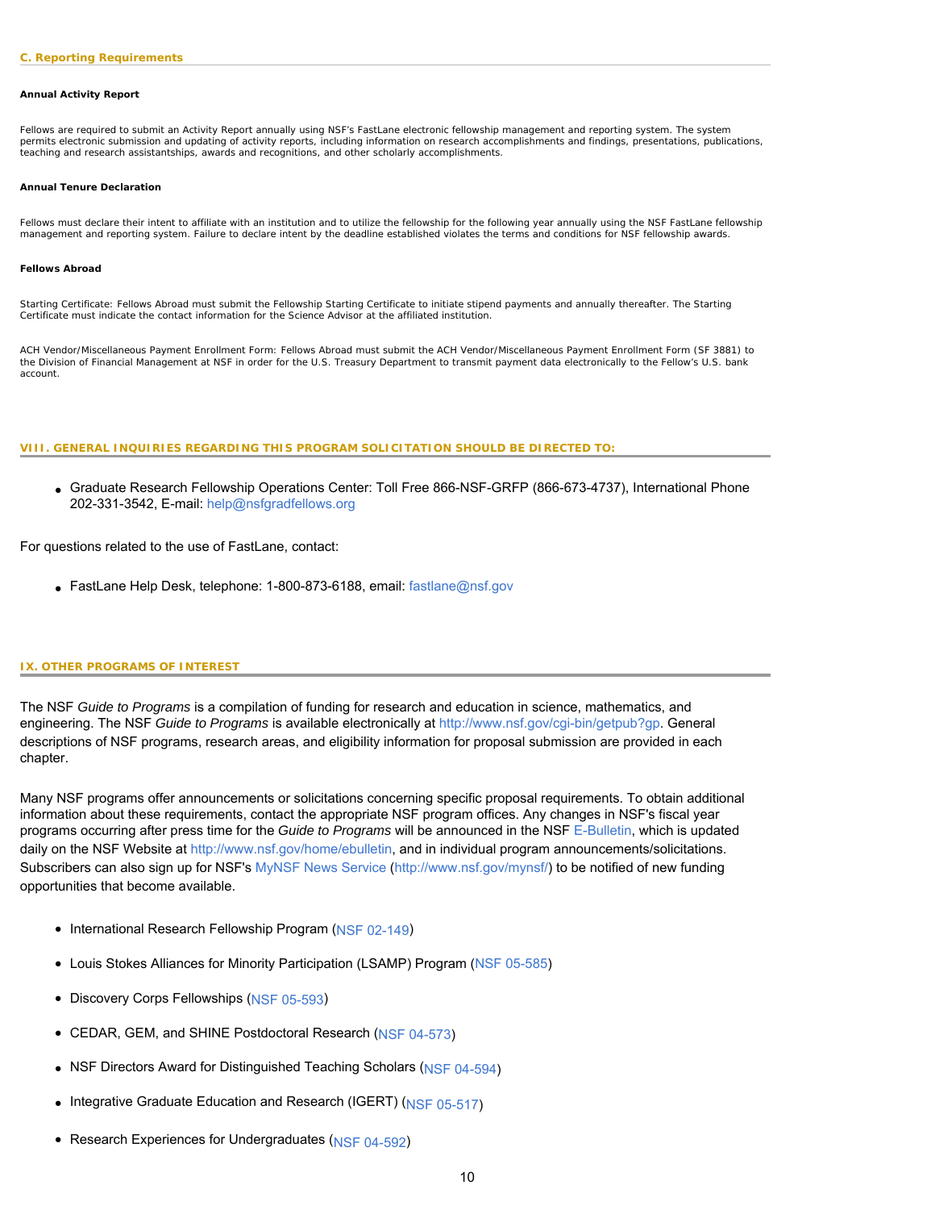### C. Reporting Requirements

**Annual Activity Report**

Fellows are required to submit an Activity Report annually using NSF's FastLane electronic fellowship management and reporting system. The system permits electronic submission and updating of activity reports, including information on research accomplishments and findings, presentations, publications, teaching and research assistantships, awards and recognitions, and other scholarly accomplishments.

**Annual Tenure Declaration**

Fellows must declare their intent to affiliate with an institution and to utilize the fellowship for the following year annually using the NSF FastLane fellowship management and reporting system. Failure to declare intent by the deadline established violates the terms and conditions for NSF fellowship awards.

**Fellows Abroad**

Starting Certificate: Fellows Abroad must submit the Fellowship Starting Certificate to initiate stipend payments and annually thereafter. The Starting Certificate must indicate the contact information for the Science Advisor at the affiliated institution.

ACH Vendor/Miscellaneous Payment Enrollment Form: Fellows Abroad must submit the ACH Vendor/Miscellaneous Payment Enrollment Form (SF 3881) to the Division of Financial Management at NSF in order for the U.S. Treasury Department to transmit payment data electronically to the Fellow's U.S. bank account.

## VIII. GENERAL INQUIRIES REGARDING THIS PROGRAM SOLICITATION SHOULD BE DIRECTED TO:

- Graduate Research Fellowship Operations Center: Toll Free 866-NSF-GRFP (866-673-4737), International Phone 202-331-3542, E-mail: help@nsfgradfellows.org

For questions related to the use of FastLane, contact:

- FastLane Help Desk, telephone: 1-800-873-6188, email: fastlane@nsf.gov

## IX. OTHER PROGRAMS OF INTEREST

The NSF *Guide to Programs* is a compilation of funding for research and education in science, mathematics, and engineering. The NSF *Guide to Programs* is available electronically at http://www.nsf.gov/cgi-bin/getpub?gp. General descriptions of NSF programs, research areas, and eligibility information for proposal submission are provided in each chapter.

Many NSF programs offer announcements or solicitations concerning specific proposal requirements. To obtain additional information about these requirements, contact the appropriate NSF program offices. Any changes in NSF's fiscal year programs occurring after press time for the *Guide to Programs* will be announced in the NSF E-Bulletin, which is updated daily on the NSF Website at http://www.nsf.gov/home/ebulletin, and in individual program announcements/solicitations. Subscribers can also sign up for NSF's MyNSF News Service (http://www.nsf.gov/mynsf/) to be notified of new funding opportunities that become available.

- International Research Fellowship Program (NSF 02-149)
- Louis Stokes Alliances for Minority Participation (LSAMP) Program (NSF 05-585)
- Discovery Corps Fellowships (NSF 05-593)
- CEDAR, GEM, and SHINE Postdoctoral Research (NSF 04-573)
- NSF Directors Award for Distinguished Teaching Scholars (NSF 04-594)
- Integrative Graduate Education and Research (IGERT) (NSF 05-517)
- Research Experiences for Undergraduates (NSF 04-592)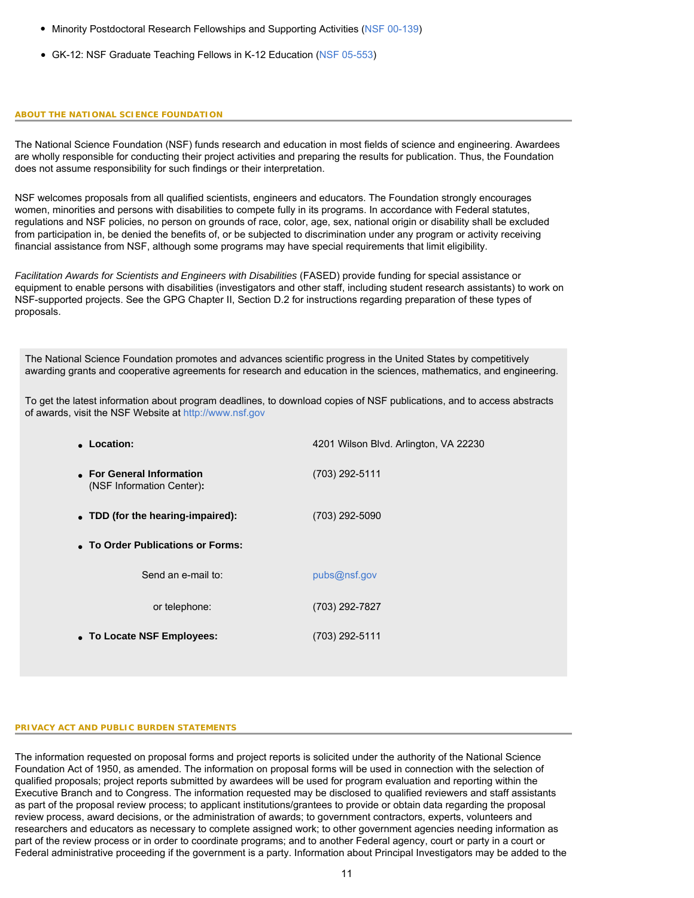- Minority Postdoctoral Research Fellowships and Supporting Activities (NSF 00-139)
- GK-12: NSF Graduate Teaching Fellows in K-12 Education (NSF 05-553)

## ABOUT THE NATIONAL SCIENCE FOUNDATION

The National Science Foundation (NSF) funds research and education in most fields of science and engineering. Awardees are wholly responsible for conducting their project activities and preparing the results for publication. Thus, the Foundation does not assume responsibility for such findings or their interpretation.

NSF welcomes proposals from all qualified scientists, engineers and educators. The Foundation strongly encourages women, minorities and persons with disabilities to compete fully in its programs. In accordance with Federal statutes, regulations and NSF policies, no person on grounds of race, color, age, sex, national origin or disability shall be excluded from participation in, be denied the benefits of, or be subjected to discrimination under any program or activity receiving financial assistance from NSF, although some programs may have special requirements that limit eligibility.

*Facilitation Awards for Scientists and Engineers with Disabilities* (FASED) provide funding for special assistance or equipment to enable persons with disabilities (investigators and other staff, including student research assistants) to work on NSF-supported projects. See the GPG Chapter II, Section D.2 for instructions regarding preparation of these types of proposals.

The National Science Foundation promotes and advances scientific progress in the United States by competitively awarding grants and cooperative agreements for research and education in the sciences, mathematics, and engineering.

To get the latest information about program deadlines, to download copies of NSF publications, and to access abstracts of awards, visit the NSF Website at http://www.nsf.gov

- **Location:** 4201 Wilson Blvd. Arlington, VA 22230
- **For General Information** (NSF Information Center)**:** (703) 292-5111
- **TDD (for the hearing-impaired):** (703) 292-5090
- **To Order Publications or Forms:**
  - Send an e-mail to: pubs@nsf.gov
  - or telephone: (703) 292-7827
- **To Locate NSF Employees:** (703) 292-5111

## PRIVACY ACT AND PUBLIC BURDEN STATEMENTS

The information requested on proposal forms and project reports is solicited under the authority of the National Science Foundation Act of 1950, as amended. The information on proposal forms will be used in connection with the selection of qualified proposals; project reports submitted by awardees will be used for program evaluation and reporting within the Executive Branch and to Congress. The information requested may be disclosed to qualified reviewers and staff assistants as part of the proposal review process; to applicant institutions/grantees to provide or obtain data regarding the proposal review process, award decisions, or the administration of awards; to government contractors, experts, volunteers and researchers and educators as necessary to complete assigned work; to other government agencies needing information as part of the review process or in order to coordinate programs; and to another Federal agency, court or party in a court or Federal administrative proceeding if the government is a party. Information about Principal Investigators may be added to the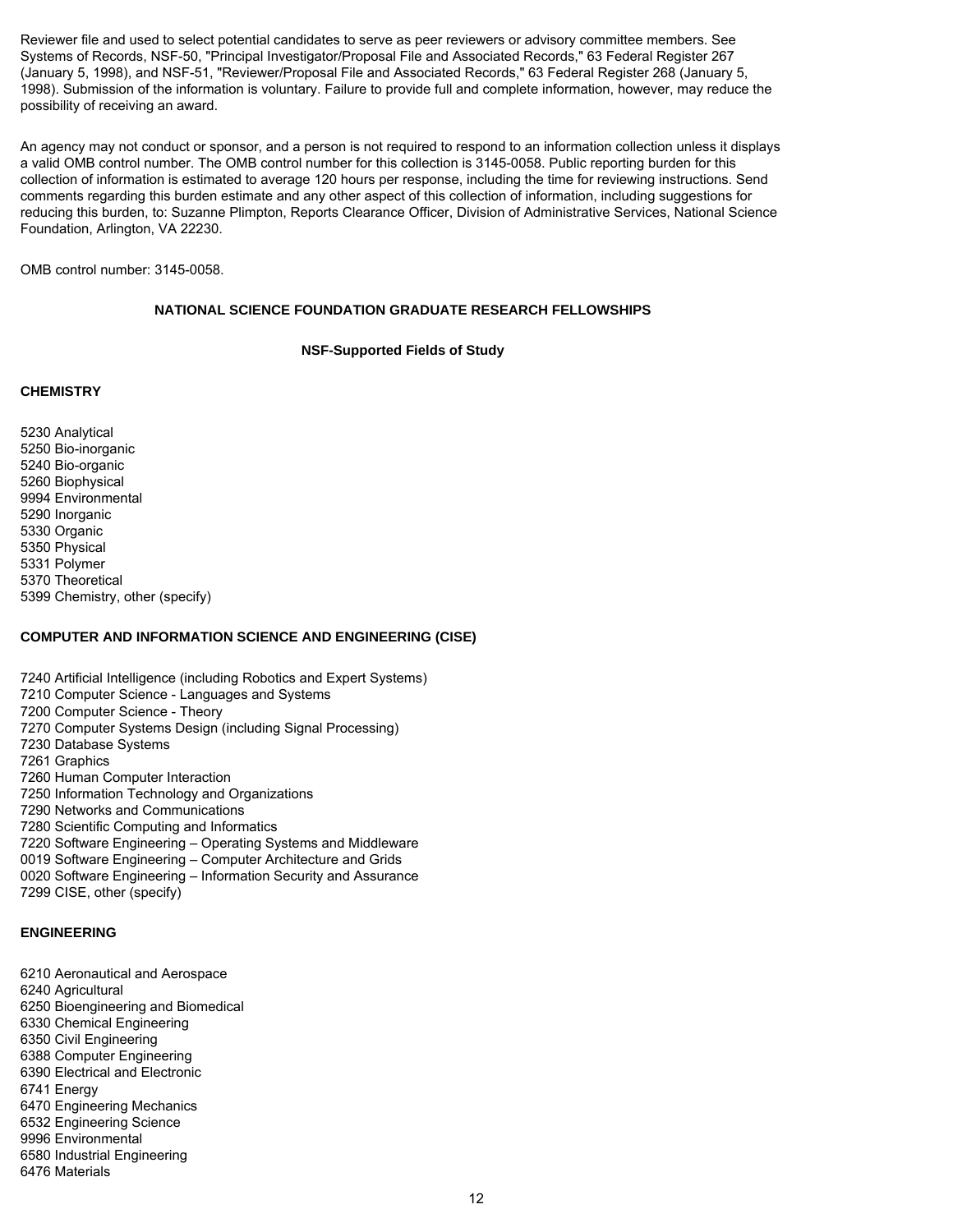Reviewer file and used to select potential candidates to serve as peer reviewers or advisory committee members. See Systems of Records, NSF-50, "Principal Investigator/Proposal File and Associated Records," 63 Federal Register 267 (January 5, 1998), and NSF-51, "Reviewer/Proposal File and Associated Records," 63 Federal Register 268 (January 5, 1998). Submission of the information is voluntary. Failure to provide full and complete information, however, may reduce the possibility of receiving an award.

An agency may not conduct or sponsor, and a person is not required to respond to an information collection unless it displays a valid OMB control number. The OMB control number for this collection is 3145-0058. Public reporting burden for this collection of information is estimated to average 120 hours per response, including the time for reviewing instructions. Send comments regarding this burden estimate and any other aspect of this collection of information, including suggestions for reducing this burden, to: Suzanne Plimpton, Reports Clearance Officer, Division of Administrative Services, National Science Foundation, Arlington, VA 22230.

OMB control number: 3145-0058.

## NATIONAL SCIENCE FOUNDATION GRADUATE RESEARCH FELLOWSHIPS

### NSF-Supported Fields of Study

**CHEMISTRY**

5230 Analytical
5250 Bio-inorganic
5240 Bio-organic
5260 Biophysical
9994 Environmental
5290 Inorganic
5330 Organic
5350 Physical
5331 Polymer
5370 Theoretical
5399 Chemistry, other (specify)

**COMPUTER AND INFORMATION SCIENCE AND ENGINEERING (CISE)**

7240 Artificial Intelligence (including Robotics and Expert Systems)
7210 Computer Science - Languages and Systems
7200 Computer Science - Theory
7270 Computer Systems Design (including Signal Processing)
7230 Database Systems
7261 Graphics
7260 Human Computer Interaction
7250 Information Technology and Organizations
7290 Networks and Communications
7280 Scientific Computing and Informatics
7220 Software Engineering – Operating Systems and Middleware
0019 Software Engineering – Computer Architecture and Grids
0020 Software Engineering – Information Security and Assurance
7299 CISE, other (specify)

**ENGINEERING**

6210 Aeronautical and Aerospace
6240 Agricultural
6250 Bioengineering and Biomedical
6330 Chemical Engineering
6350 Civil Engineering
6388 Computer Engineering
6390 Electrical and Electronic
6741 Energy
6470 Engineering Mechanics
6532 Engineering Science
9996 Environmental
6580 Industrial Engineering
6476 Materials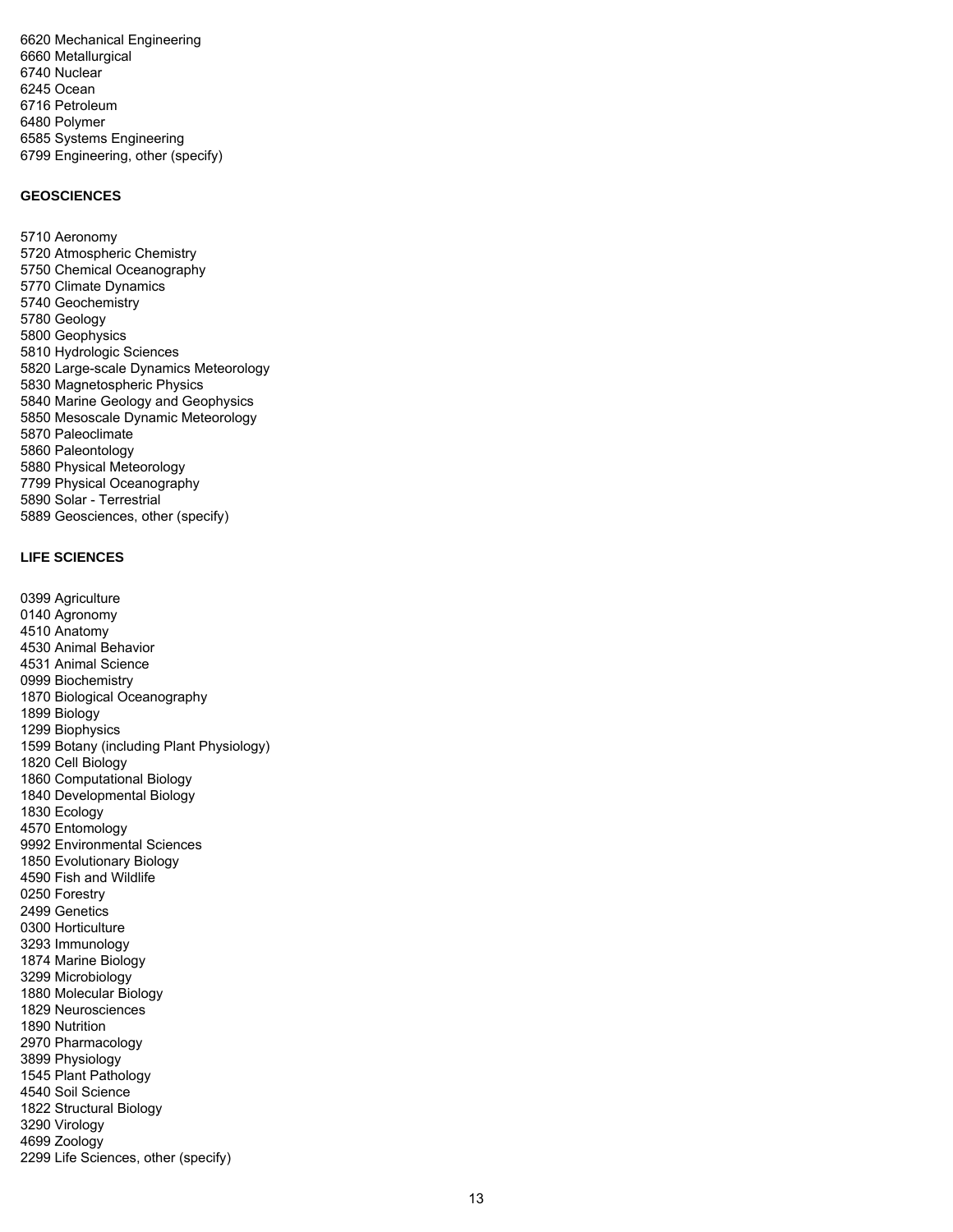6620 Mechanical Engineering
6660 Metallurgical
6740 Nuclear
6245 Ocean
6716 Petroleum
6480 Polymer
6585 Systems Engineering
6799 Engineering, other (specify)

**GEOSCIENCES**

5710 Aeronomy
5720 Atmospheric Chemistry
5750 Chemical Oceanography
5770 Climate Dynamics
5740 Geochemistry
5780 Geology
5800 Geophysics
5810 Hydrologic Sciences
5820 Large-scale Dynamics Meteorology
5830 Magnetospheric Physics
5840 Marine Geology and Geophysics
5850 Mesoscale Dynamic Meteorology
5870 Paleoclimate
5860 Paleontology
5880 Physical Meteorology
7799 Physical Oceanography
5890 Solar - Terrestrial
5889 Geosciences, other (specify)

**LIFE SCIENCES**

0399 Agriculture
0140 Agronomy
4510 Anatomy
4530 Animal Behavior
4531 Animal Science
0999 Biochemistry
1870 Biological Oceanography
1899 Biology
1299 Biophysics
1599 Botany (including Plant Physiology)
1820 Cell Biology
1860 Computational Biology
1840 Developmental Biology
1830 Ecology
4570 Entomology
9992 Environmental Sciences
1850 Evolutionary Biology
4590 Fish and Wildlife
0250 Forestry
2499 Genetics
0300 Horticulture
3293 Immunology
1874 Marine Biology
3299 Microbiology
1880 Molecular Biology
1829 Neurosciences
1890 Nutrition
2970 Pharmacology
3899 Physiology
1545 Plant Pathology
4540 Soil Science
1822 Structural Biology
3290 Virology
4699 Zoology
2299 Life Sciences, other (specify)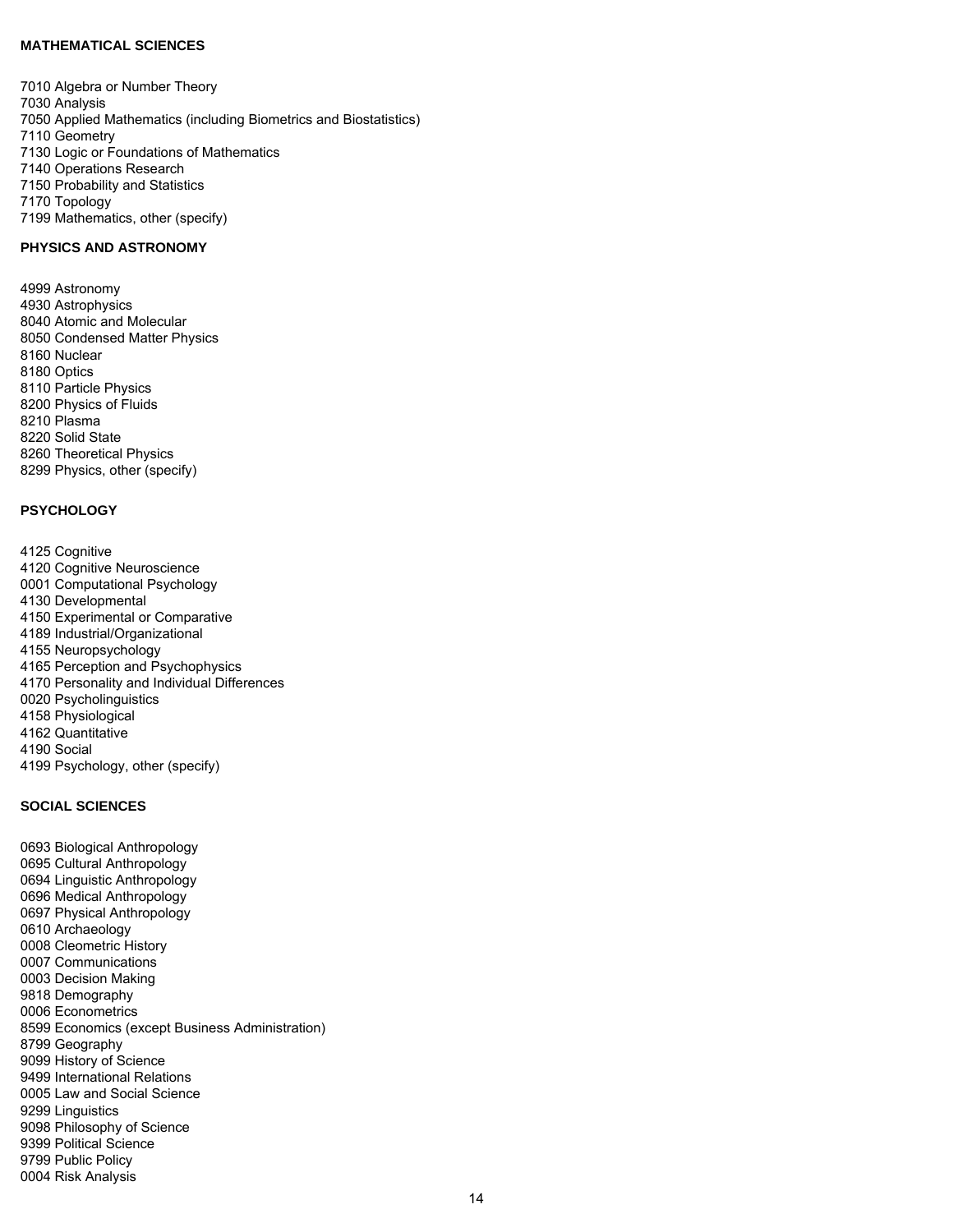**MATHEMATICAL SCIENCES**

7010 Algebra or Number Theory
7030 Analysis
7050 Applied Mathematics (including Biometrics and Biostatistics)
7110 Geometry
7130 Logic or Foundations of Mathematics
7140 Operations Research
7150 Probability and Statistics
7170 Topology
7199 Mathematics, other (specify)

**PHYSICS AND ASTRONOMY**

4999 Astronomy
4930 Astrophysics
8040 Atomic and Molecular
8050 Condensed Matter Physics
8160 Nuclear
8180 Optics
8110 Particle Physics
8200 Physics of Fluids
8210 Plasma
8220 Solid State
8260 Theoretical Physics
8299 Physics, other (specify)

**PSYCHOLOGY**

4125 Cognitive
4120 Cognitive Neuroscience
0001 Computational Psychology
4130 Developmental
4150 Experimental or Comparative
4189 Industrial/Organizational
4155 Neuropsychology
4165 Perception and Psychophysics
4170 Personality and Individual Differences
0020 Psycholinguistics
4158 Physiological
4162 Quantitative
4190 Social
4199 Psychology, other (specify)

**SOCIAL SCIENCES**

0693 Biological Anthropology
0695 Cultural Anthropology
0694 Linguistic Anthropology
0696 Medical Anthropology
0697 Physical Anthropology
0610 Archaeology
0008 Cleometric History
0007 Communications
0003 Decision Making
9818 Demography
0006 Econometrics
8599 Economics (except Business Administration)
8799 Geography
9099 History of Science
9499 International Relations
0005 Law and Social Science
9299 Linguistics
9098 Philosophy of Science
9399 Political Science
9799 Public Policy
0004 Risk Analysis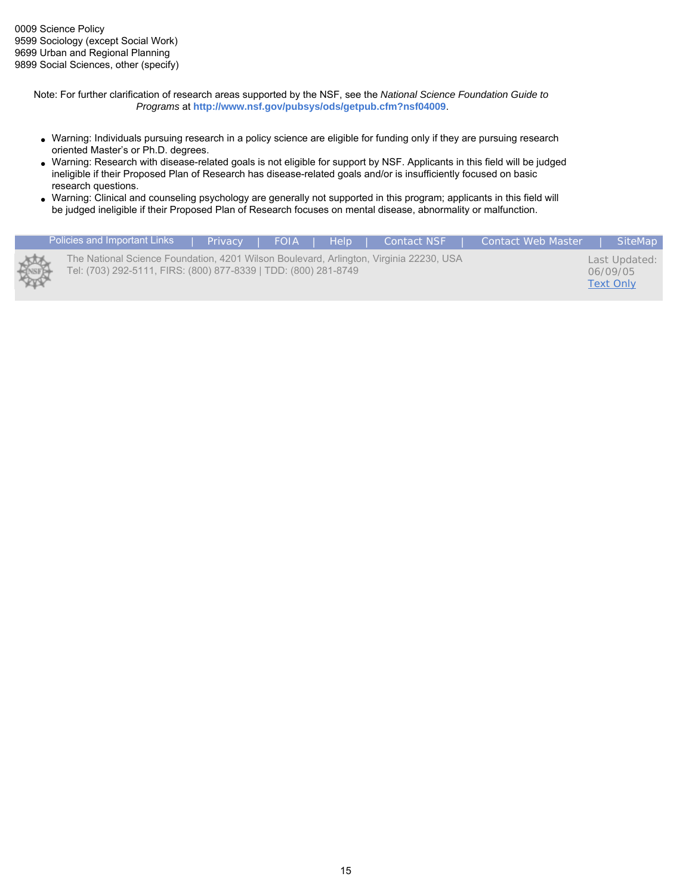0009 Science Policy
9599 Sociology (except Social Work)
9699 Urban and Regional Planning
9899 Social Sciences, other (specify)

Note: For further clarification of research areas supported by the NSF, see the *National Science Foundation Guide to Programs* at **http://www.nsf.gov/pubsys/ods/getpub.cfm?nsf04009**.

- Warning: Individuals pursuing research in a policy science are eligible for funding only if they are pursuing research oriented Master's or Ph.D. degrees.
- Warning: Research with disease-related goals is not eligible for support by NSF. Applicants in this field will be judged ineligible if their Proposed Plan of Research has disease-related goals and/or is insufficiently focused on basic research questions.
- Warning: Clinical and counseling psychology are generally not supported in this program; applicants in this field will be judged ineligible if their Proposed Plan of Research focuses on mental disease, abnormality or malfunction.

Policies and Important Links | Privacy | FOIA | Help | Contact NSF | Contact Web Master | SiteMap

The National Science Foundation, 4201 Wilson Boulevard, Arlington, Virginia 22230, USA
Tel: (703) 292-5111, FIRS: (800) 877-8339 | TDD: (800) 281-8749

Last Updated: 06/09/05
Text Only